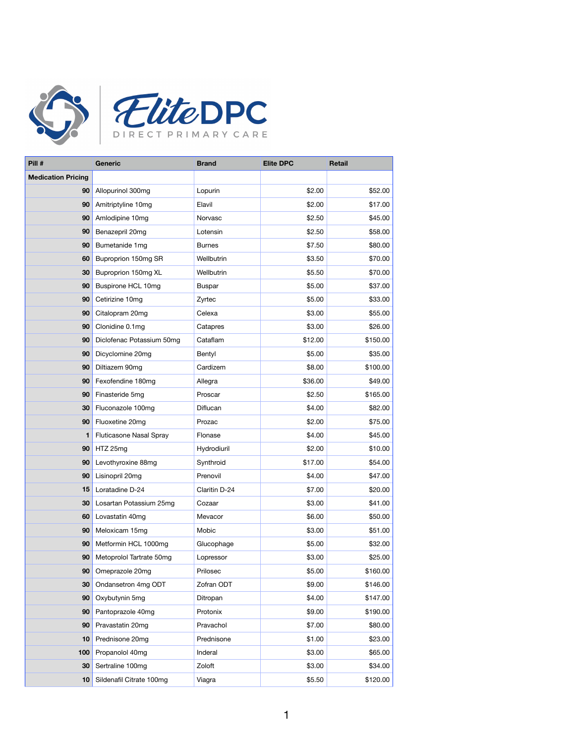# Elite DPC

DIRECT PRIMARY CARE

| Pill # | Generic | Brand | Elite DPC | Retail |
|---|---|---|---|---|
| **Medication Pricing** | | | | |
| **90** | Allopurinol 300mg | Lopurin | $2.00 | $52.00 |
| **90** | Amitriptyline 10mg | Elavil | $2.00 | $17.00 |
| **90** | Amlodipine 10mg | Norvasc | $2.50 | $45.00 |
| **90** | Benazepril 20mg | Lotensin | $2.50 | $58.00 |
| **90** | Bumetanide 1mg | Burnes | $7.50 | $80.00 |
| **60** | Buproprion 150mg SR | Wellbutrin | $3.50 | $70.00 |
| **30** | Buproprion 150mg XL | Wellbutrin | $5.50 | $70.00 |
| **90** | Buspirone HCL 10mg | Buspar | $5.00 | $37.00 |
| **90** | Cetirizine 10mg | Zyrtec | $5.00 | $33.00 |
| **90** | Citalopram 20mg | Celexa | $3.00 | $55.00 |
| **90** | Clonidine 0.1mg | Catapres | $3.00 | $26.00 |
| **90** | Diclofenac Potassium 50mg | Cataflam | $12.00 | $150.00 |
| **90** | Dicyclomine 20mg | Bentyl | $5.00 | $35.00 |
| **90** | Diltiazem 90mg | Cardizem | $8.00 | $100.00 |
| **90** | Fexofendine 180mg | Allegra | $36.00 | $49.00 |
| **90** | Finasteride 5mg | Proscar | $2.50 | $165.00 |
| **30** | Fluconazole 100mg | Diflucan | $4.00 | $82.00 |
| **90** | Fluoxetine 20mg | Prozac | $2.00 | $75.00 |
| **1** | Fluticasone Nasal Spray | Flonase | $4.00 | $45.00 |
| **90** | HTZ 25mg | Hydrodiuril | $2.00 | $10.00 |
| **90** | Levothyroxine 88mg | Synthroid | $17.00 | $54.00 |
| **90** | Lisinopril 20mg | Prenovil | $4.00 | $47.00 |
| **15** | Loratadine D-24 | Claritin D-24 | $7.00 | $20.00 |
| **30** | Losartan Potassium 25mg | Cozaar | $3.00 | $41.00 |
| **60** | Lovastatin 40mg | Mevacor | $6.00 | $50.00 |
| **90** | Meloxicam 15mg | Mobic | $3.00 | $51.00 |
| **90** | Metformin HCL 1000mg | Glucophage | $5.00 | $32.00 |
| **90** | Metoprolol Tartrate 50mg | Lopressor | $3.00 | $25.00 |
| **90** | Omeprazole 20mg | Prilosec | $5.00 | $160.00 |
| **30** | Ondansetron 4mg ODT | Zofran ODT | $9.00 | $146.00 |
| **90** | Oxybutynin 5mg | Ditropan | $4.00 | $147.00 |
| **90** | Pantoprazole 40mg | Protonix | $9.00 | $190.00 |
| **90** | Pravastatin 20mg | Pravachol | $7.00 | $80.00 |
| **10** | Prednisone 20mg | Prednisone | $1.00 | $23.00 |
| **100** | Propanolol 40mg | Inderal | $3.00 | $65.00 |
| **30** | Sertraline 100mg | Zoloft | $3.00 | $34.00 |
| **10** | Sildenafil Citrate 100mg | Viagra | $5.50 | $120.00 |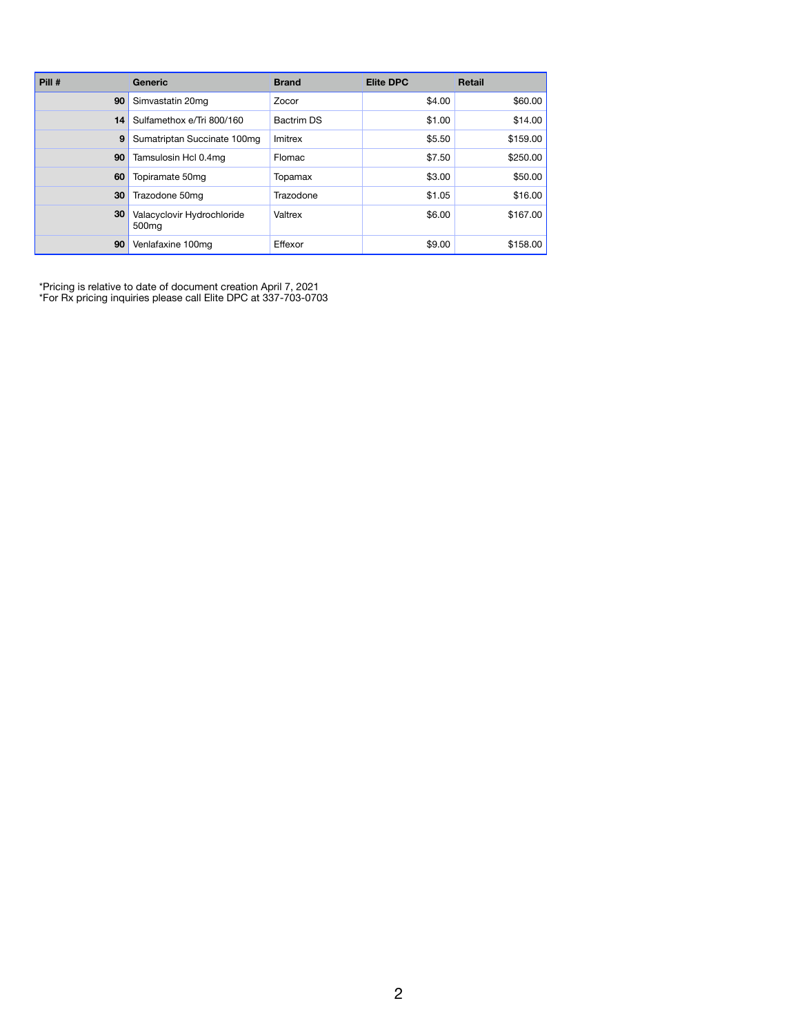| Pill # | Generic | Brand | Elite DPC | Retail |
|---|---|---|---|---|
| 90 | Simvastatin 20mg | Zocor | $4.00 | $60.00 |
| 14 | Sulfamethox e/Tri 800/160 | Bactrim DS | $1.00 | $14.00 |
| 9 | Sumatriptan Succinate 100mg | Imitrex | $5.50 | $159.00 |
| 90 | Tamsulosin Hcl 0.4mg | Flomac | $7.50 | $250.00 |
| 60 | Topiramate 50mg | Topamax | $3.00 | $50.00 |
| 30 | Trazodone 50mg | Trazodone | $1.05 | $16.00 |
| 30 | Valacyclovir Hydrochloride 500mg | Valtrex | $6.00 | $167.00 |
| 90 | Venlafaxine 100mg | Effexor | $9.00 | $158.00 |

*Pricing is relative to date of document creation April 7, 2021
*For Rx pricing inquiries please call Elite DPC at 337-703-0703